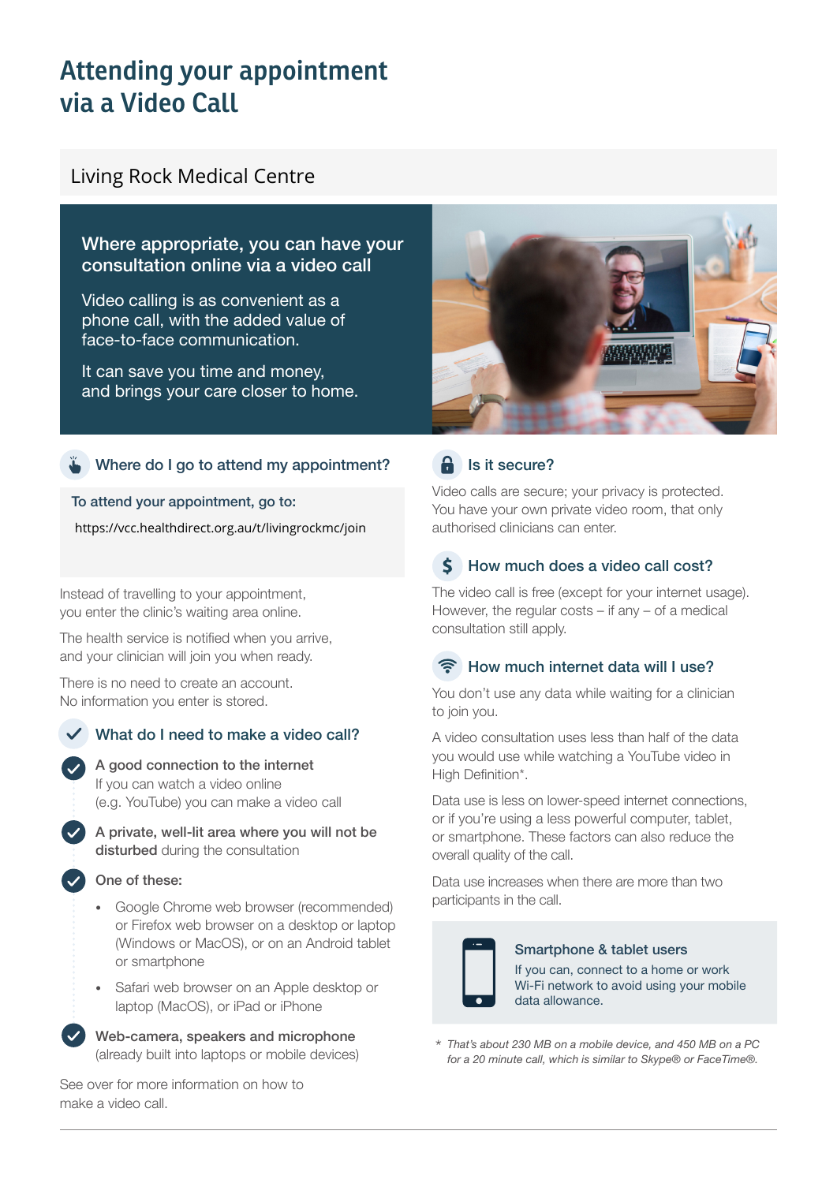# Attending your appointment via a Video Call

## Living Rock Medical Centre

**Where appropriate, you can have your consultation online via a video call**

Video calling is as convenient as a phone call, with the added value of face-to-face communication.

It can save you time and money, and brings your care closer to home.

### Where do I go to attend my appointment?

**To attend your appointment, go to:**

https://vcc.healthdirect.org.au/t/livingrockmc/join

Instead of travelling to your appointment, you enter the clinic's waiting area online.

The health service is notified when you arrive, and your clinician will join you when ready.

There is no need to create an account. No information you enter is stored.

### What do I need to make a video call?

- **A good connection to the internet**
  If you can watch a video online (e.g. YouTube) you can make a video call
- **A private, well-lit area where you will not be disturbed** during the consultation
- **One of these:**
  - Google Chrome web browser (recommended) or Firefox web browser on a desktop or laptop (Windows or MacOS), or on an Android tablet or smartphone
  - Safari web browser on an Apple desktop or laptop (MacOS), or iPad or iPhone
- **Web-camera, speakers and microphone** (already built into laptops or mobile devices)

See over for more information on how to make a video call.

### Is it secure?

Video calls are secure; your privacy is protected. You have your own private video room, that only authorised clinicians can enter.

### How much does a video call cost?

The video call is free (except for your internet usage). However, the regular costs – if any – of a medical consultation still apply.

### How much internet data will I use?

You don't use any data while waiting for a clinician to join you.

A video consultation uses less than half of the data you would use while watching a YouTube video in High Definition*.

Data use is less on lower-speed internet connections, or if you're using a less powerful computer, tablet, or smartphone. These factors can also reduce the overall quality of the call.

Data use increases when there are more than two participants in the call.

**Smartphone & tablet users**

If you can, connect to a home or work Wi-Fi network to avoid using your mobile data allowance.

\* *That's about 230 MB on a mobile device, and 450 MB on a PC for a 20 minute call, which is similar to Skype® or FaceTime®.*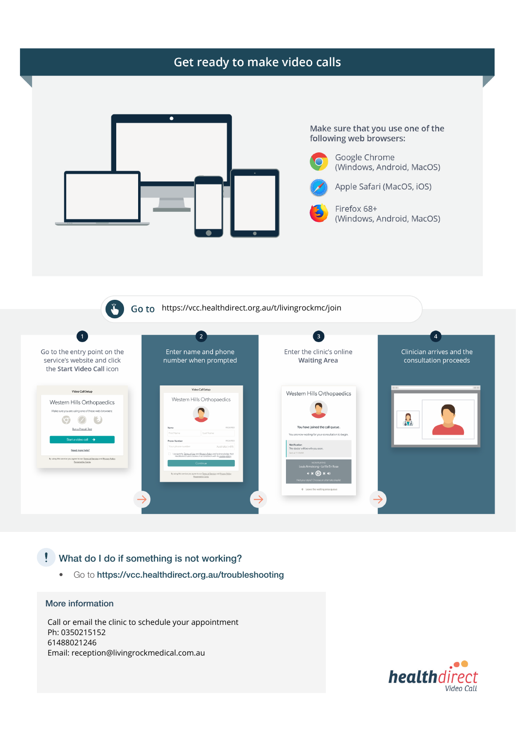# Get ready to make video calls

Make sure that you use one of the following web browsers:

- Google Chrome (Windows, Android, MacOS)
- Apple Safari (MacOS, iOS)
- Firefox 68+ (Windows, Android, MacOS)

Go to https://vcc.healthdirect.org.au/t/livingrockmc/join

1. Go to the entry point on the service's website and click the **Start Video Call** icon
2. Enter name and phone number when prompted
3. Enter the clinic's online **Waiting Area**
4. Clinician arrives and the consultation proceeds

## What do I do if something is not working?

- Go to **https://vcc.healthdirect.org.au/troubleshooting**

## More information

Call or email the clinic to schedule your appointment
Ph: 0350215152
61488021246
Email: reception@livingrockmedical.com.au

healthdirect Video Call